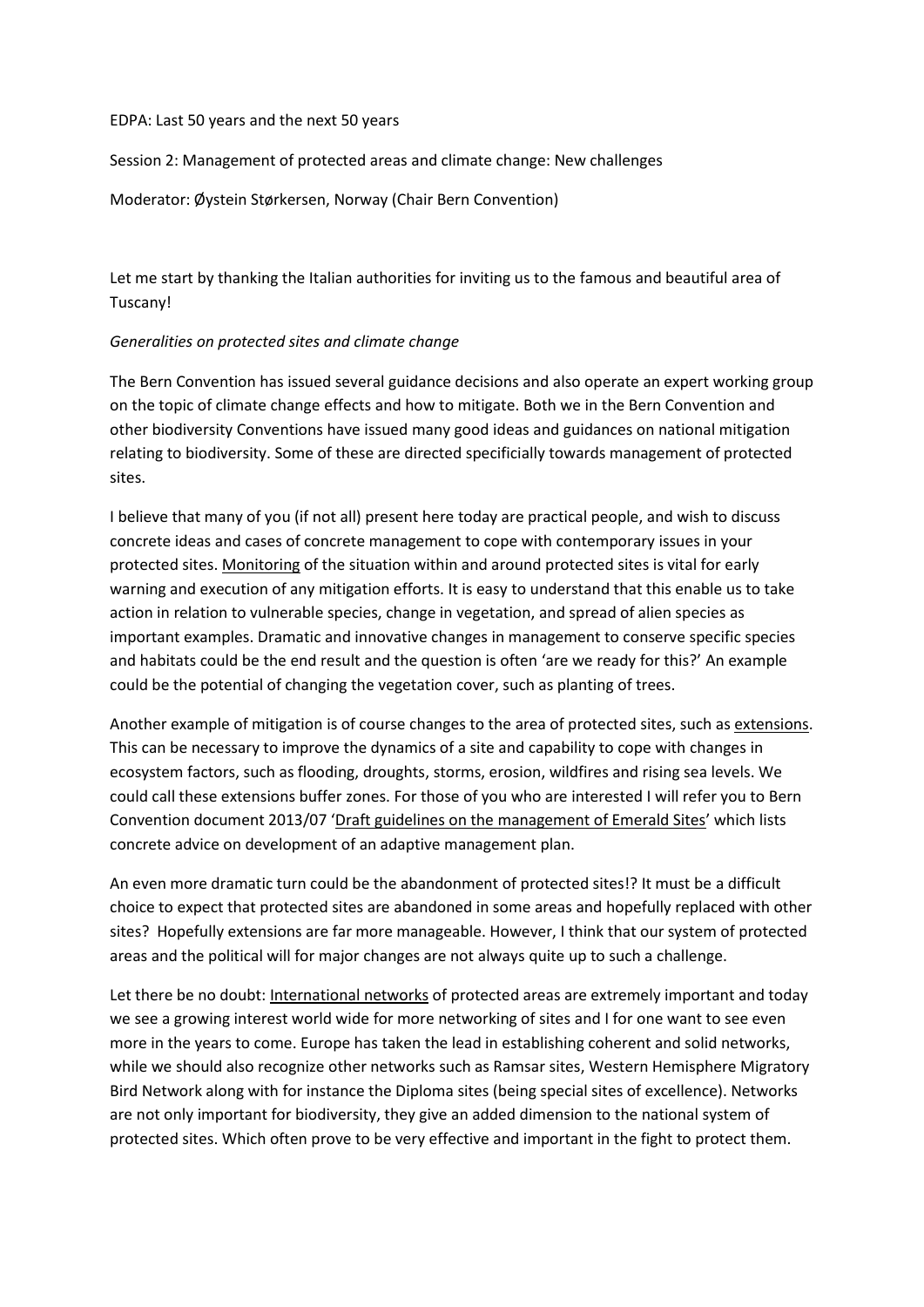EDPA: Last 50 years and the next 50 years

Session 2: Management of protected areas and climate change: New challenges

Moderator: Øystein Størkersen, Norway (Chair Bern Convention)

Let me start by thanking the Italian authorities for inviting us to the famous and beautiful area of Tuscany!

*Generalities on protected sites and climate change*

The Bern Convention has issued several guidance decisions and also operate an expert working group on the topic of climate change effects and how to mitigate. Both we in the Bern Convention and other biodiversity Conventions have issued many good ideas and guidances on national mitigation relating to biodiversity. Some of these are directed specificially towards management of protected sites.

I believe that many of you (if not all) present here today are practical people, and wish to discuss concrete ideas and cases of concrete management to cope with contemporary issues in your protected sites. Monitoring of the situation within and around protected sites is vital for early warning and execution of any mitigation efforts. It is easy to understand that this enable us to take action in relation to vulnerable species, change in vegetation, and spread of alien species as important examples. Dramatic and innovative changes in management to conserve specific species and habitats could be the end result and the question is often 'are we ready for this?' An example could be the potential of changing the vegetation cover, such as planting of trees.

Another example of mitigation is of course changes to the area of protected sites, such as extensions. This can be necessary to improve the dynamics of a site and capability to cope with changes in ecosystem factors, such as flooding, droughts, storms, erosion, wildfires and rising sea levels. We could call these extensions buffer zones. For those of you who are interested I will refer you to Bern Convention document 2013/07 'Draft guidelines on the management of Emerald Sites' which lists concrete advice on development of an adaptive management plan.

An even more dramatic turn could be the abandonment of protected sites!? It must be a difficult choice to expect that protected sites are abandoned in some areas and hopefully replaced with other sites? Hopefully extensions are far more manageable. However, I think that our system of protected areas and the political will for major changes are not always quite up to such a challenge.

Let there be no doubt: International networks of protected areas are extremely important and today we see a growing interest world wide for more networking of sites and I for one want to see even more in the years to come. Europe has taken the lead in establishing coherent and solid networks, while we should also recognize other networks such as Ramsar sites, Western Hemisphere Migratory Bird Network along with for instance the Diploma sites (being special sites of excellence). Networks are not only important for biodiversity, they give an added dimension to the national system of protected sites. Which often prove to be very effective and important in the fight to protect them.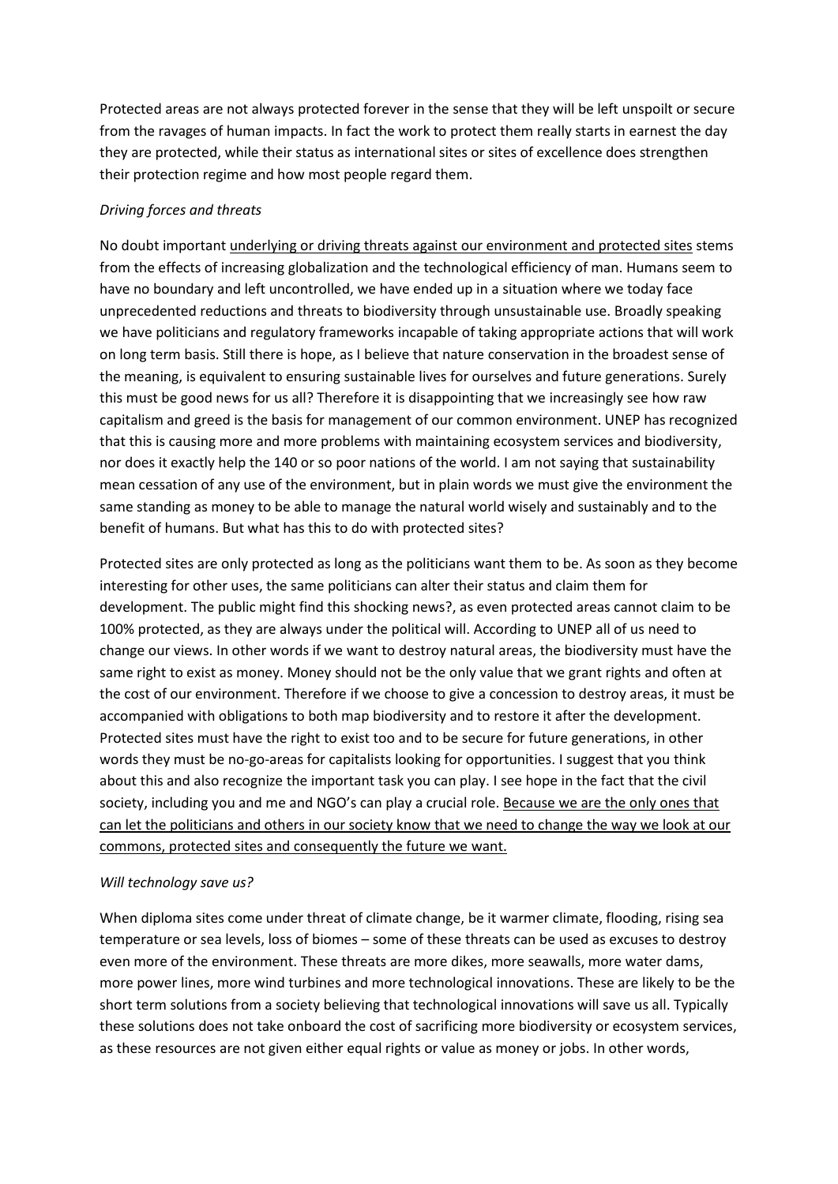Protected areas are not always protected forever in the sense that they will be left unspoilt or secure from the ravages of human impacts. In fact the work to protect them really starts in earnest the day they are protected, while their status as international sites or sites of excellence does strengthen their protection regime and how most people regard them.

*Driving forces and threats*

No doubt important <u>underlying or driving threats against our environment and protected sites</u> stems from the effects of increasing globalization and the technological efficiency of man. Humans seem to have no boundary and left uncontrolled, we have ended up in a situation where we today face unprecedented reductions and threats to biodiversity through unsustainable use. Broadly speaking we have politicians and regulatory frameworks incapable of taking appropriate actions that will work on long term basis. Still there is hope, as I believe that nature conservation in the broadest sense of the meaning, is equivalent to ensuring sustainable lives for ourselves and future generations. Surely this must be good news for us all? Therefore it is disappointing that we increasingly see how raw capitalism and greed is the basis for management of our common environment. UNEP has recognized that this is causing more and more problems with maintaining ecosystem services and biodiversity, nor does it exactly help the 140 or so poor nations of the world. I am not saying that sustainability mean cessation of any use of the environment, but in plain words we must give the environment the same standing as money to be able to manage the natural world wisely and sustainably and to the benefit of humans. But what has this to do with protected sites?

Protected sites are only protected as long as the politicians want them to be. As soon as they become interesting for other uses, the same politicians can alter their status and claim them for development. The public might find this shocking news?, as even protected areas cannot claim to be 100% protected, as they are always under the political will. According to UNEP all of us need to change our views. In other words if we want to destroy natural areas, the biodiversity must have the same right to exist as money. Money should not be the only value that we grant rights and often at the cost of our environment. Therefore if we choose to give a concession to destroy areas, it must be accompanied with obligations to both map biodiversity and to restore it after the development. Protected sites must have the right to exist too and to be secure for future generations, in other words they must be no-go-areas for capitalists looking for opportunities. I suggest that you think about this and also recognize the important task you can play. I see hope in the fact that the civil society, including you and me and NGO's can play a crucial role. <u>Because we are the only ones that can let the politicians and others in our society know that we need to change the way we look at our commons, protected sites and consequently the future we want.</u>

*Will technology save us?*

When diploma sites come under threat of climate change, be it warmer climate, flooding, rising sea temperature or sea levels, loss of biomes – some of these threats can be used as excuses to destroy even more of the environment. These threats are more dikes, more seawalls, more water dams, more power lines, more wind turbines and more technological innovations. These are likely to be the short term solutions from a society believing that technological innovations will save us all. Typically these solutions does not take onboard the cost of sacrificing more biodiversity or ecosystem services, as these resources are not given either equal rights or value as money or jobs. In other words,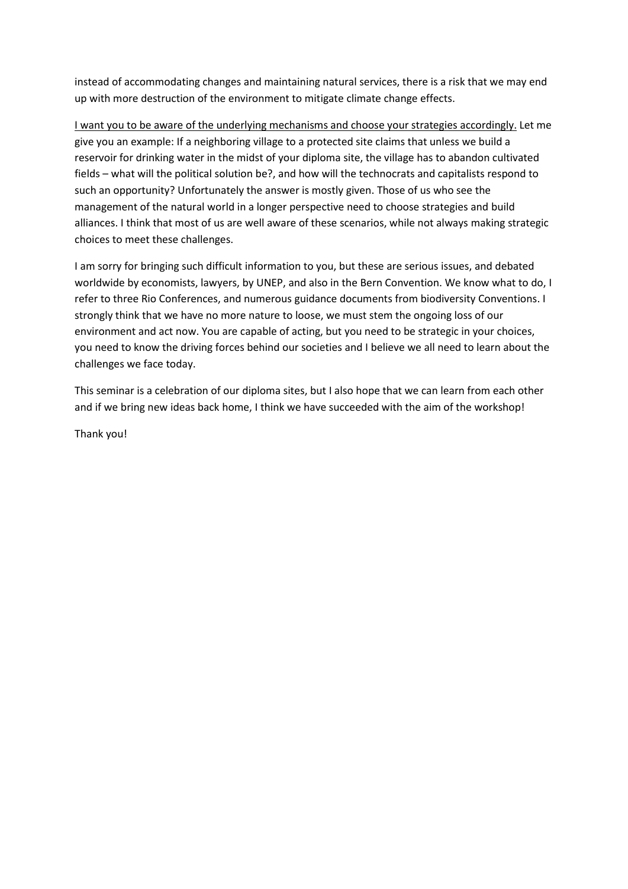instead of accommodating changes and maintaining natural services, there is a risk that we may end up with more destruction of the environment to mitigate climate change effects.

<u>I want you to be aware of the underlying mechanisms and choose your strategies accordingly.</u> Let me give you an example: If a neighboring village to a protected site claims that unless we build a reservoir for drinking water in the midst of your diploma site, the village has to abandon cultivated fields – what will the political solution be?, and how will the technocrats and capitalists respond to such an opportunity? Unfortunately the answer is mostly given. Those of us who see the management of the natural world in a longer perspective need to choose strategies and build alliances. I think that most of us are well aware of these scenarios, while not always making strategic choices to meet these challenges.

I am sorry for bringing such difficult information to you, but these are serious issues, and debated worldwide by economists, lawyers, by UNEP, and also in the Bern Convention. We know what to do, I refer to three Rio Conferences, and numerous guidance documents from biodiversity Conventions. I strongly think that we have no more nature to loose, we must stem the ongoing loss of our environment and act now. You are capable of acting, but you need to be strategic in your choices, you need to know the driving forces behind our societies and I believe we all need to learn about the challenges we face today.

This seminar is a celebration of our diploma sites, but I also hope that we can learn from each other and if we bring new ideas back home, I think we have succeeded with the aim of the workshop!

Thank you!